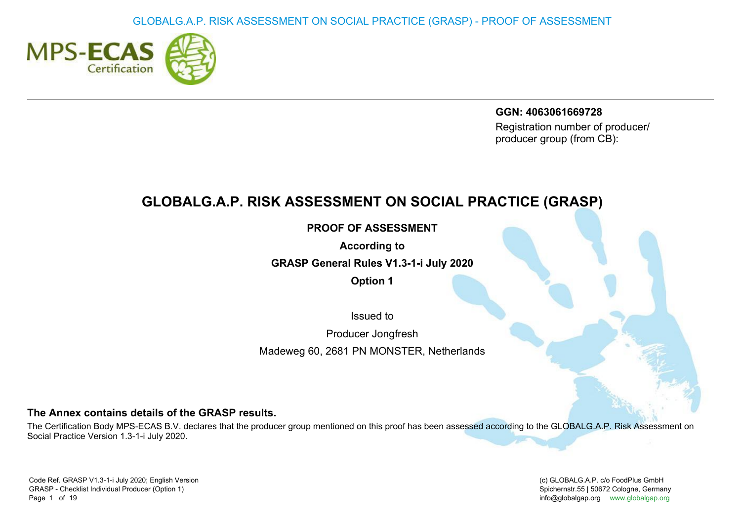**GGN: 4063061669728**

Registration number of producer/ producer group (from CB):

# GLOBALG.A.P. RISK ASSESSMENT ON SOCIAL PRACTICE (GRASP)

**PROOF OF ASSESSMENT**

**According to**

**GRASP General Rules V1.3-1-i July 2020**

**Option 1**

Issued to

Producer Jongfresh

Madeweg 60, 2681 PN MONSTER, Netherlands

**The Annex contains details of the GRASP results.**

The Certification Body MPS-ECAS B.V. declares that the producer group mentioned on this proof has been assessed according to the GLOBALG.A.P. Risk Assessment on Social Practice Version 1.3-1-i July 2020.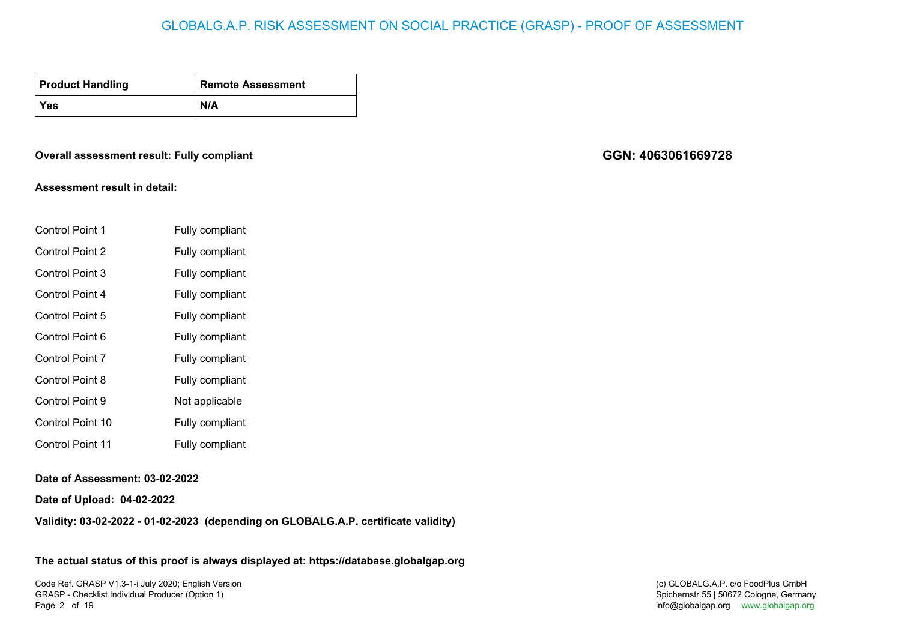# GLOBALG.A.P. RISK ASSESSMENT ON SOCIAL PRACTICE (GRASP) - PROOF OF ASSESSMENT

| Product Handling | Remote Assessment |
|---|---|
| Yes | N/A |

**Overall assessment result: Fully compliant**

**GGN: 4063061669728**

**Assessment result in detail:**

| | |
|---|---|
| Control Point 1 | Fully compliant |
| Control Point 2 | Fully compliant |
| Control Point 3 | Fully compliant |
| Control Point 4 | Fully compliant |
| Control Point 5 | Fully compliant |
| Control Point 6 | Fully compliant |
| Control Point 7 | Fully compliant |
| Control Point 8 | Fully compliant |
| Control Point 9 | Not applicable |
| Control Point 10 | Fully compliant |
| Control Point 11 | Fully compliant |

**Date of Assessment: 03-02-2022**

**Date of Upload: 04-02-2022**

**Validity: 03-02-2022 - 01-02-2023 (depending on GLOBALG.A.P. certificate validity)**

**The actual status of this proof is always displayed at: https://database.globalgap.org**

Code Ref. GRASP V1.3-1-i July 2020; English Version
GRASP - Checklist Individual Producer (Option 1)

(c) GLOBALG.A.P. c/o FoodPlus GmbH
Spichernstr.55 | 50672 Cologne, Germany
info@globalgap.org www.globalgap.org